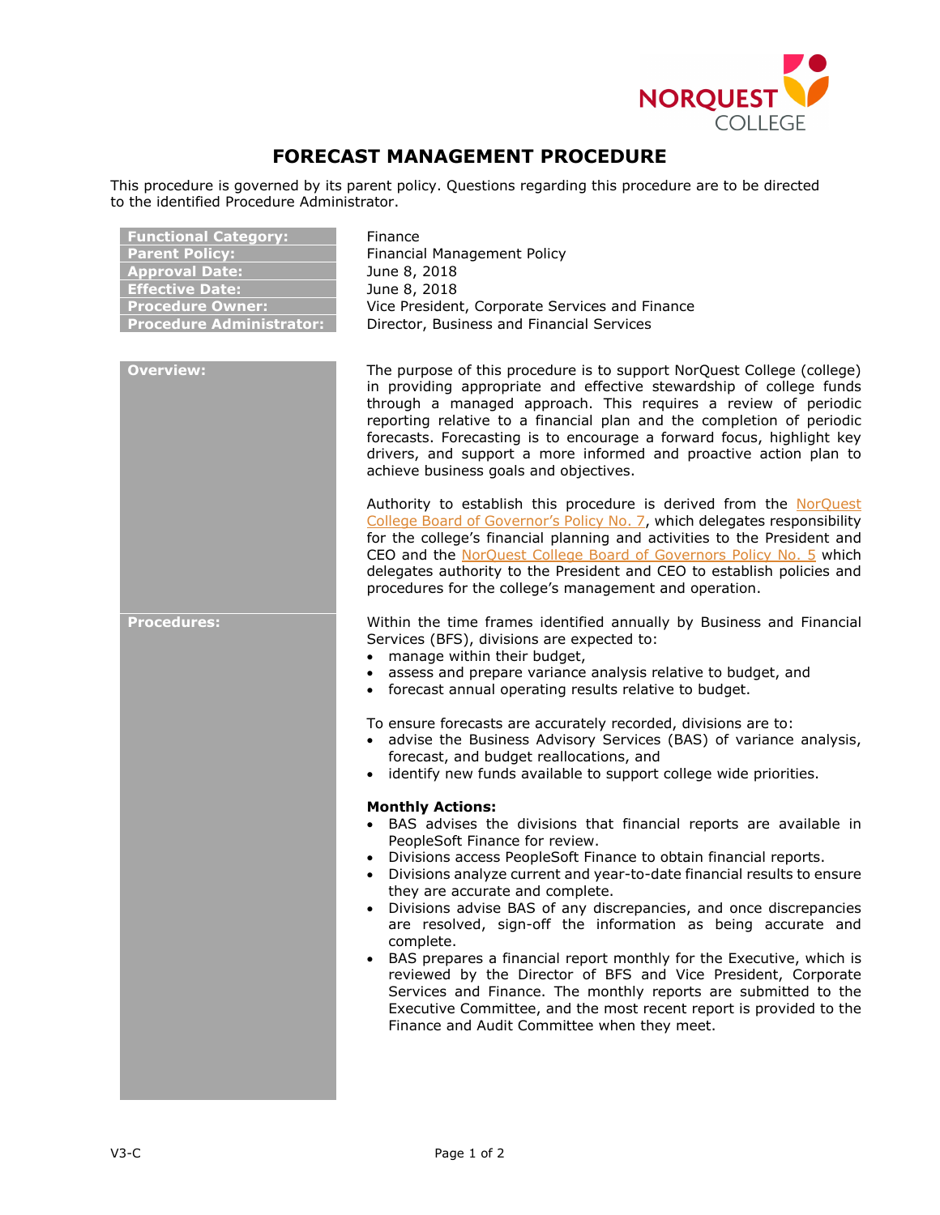# FORECAST MANAGEMENT PROCEDURE

This procedure is governed by its parent policy. Questions regarding this procedure are to be directed to the identified Procedure Administrator.

| | |
|---|---|
| **Functional Category:** | Finance |
| **Parent Policy:** | Financial Management Policy |
| **Approval Date:** | June 8, 2018 |
| **Effective Date:** | June 8, 2018 |
| **Procedure Owner:** | Vice President, Corporate Services and Finance |
| **Procedure Administrator:** | Director, Business and Financial Services |

## Overview:

The purpose of this procedure is to support NorQuest College (college) in providing appropriate and effective stewardship of college funds through a managed approach. This requires a review of periodic reporting relative to a financial plan and the completion of periodic forecasts. Forecasting is to encourage a forward focus, highlight key drivers, and support a more informed and proactive action plan to achieve business goals and objectives.

Authority to establish this procedure is derived from the NorQuest College Board of Governor's Policy No. 7, which delegates responsibility for the college's financial planning and activities to the President and CEO and the NorQuest College Board of Governors Policy No. 5 which delegates authority to the President and CEO to establish policies and procedures for the college's management and operation.

## Procedures:

Within the time frames identified annually by Business and Financial Services (BFS), divisions are expected to:

- manage within their budget,
- assess and prepare variance analysis relative to budget, and
- forecast annual operating results relative to budget.

To ensure forecasts are accurately recorded, divisions are to:

- advise the Business Advisory Services (BAS) of variance analysis, forecast, and budget reallocations, and
- identify new funds available to support college wide priorities.

**Monthly Actions:**

- BAS advises the divisions that financial reports are available in PeopleSoft Finance for review.
- Divisions access PeopleSoft Finance to obtain financial reports.
- Divisions analyze current and year-to-date financial results to ensure they are accurate and complete.
- Divisions advise BAS of any discrepancies, and once discrepancies are resolved, sign-off the information as being accurate and complete.
- BAS prepares a financial report monthly for the Executive, which is reviewed by the Director of BFS and Vice President, Corporate Services and Finance. The monthly reports are submitted to the Executive Committee, and the most recent report is provided to the Finance and Audit Committee when they meet.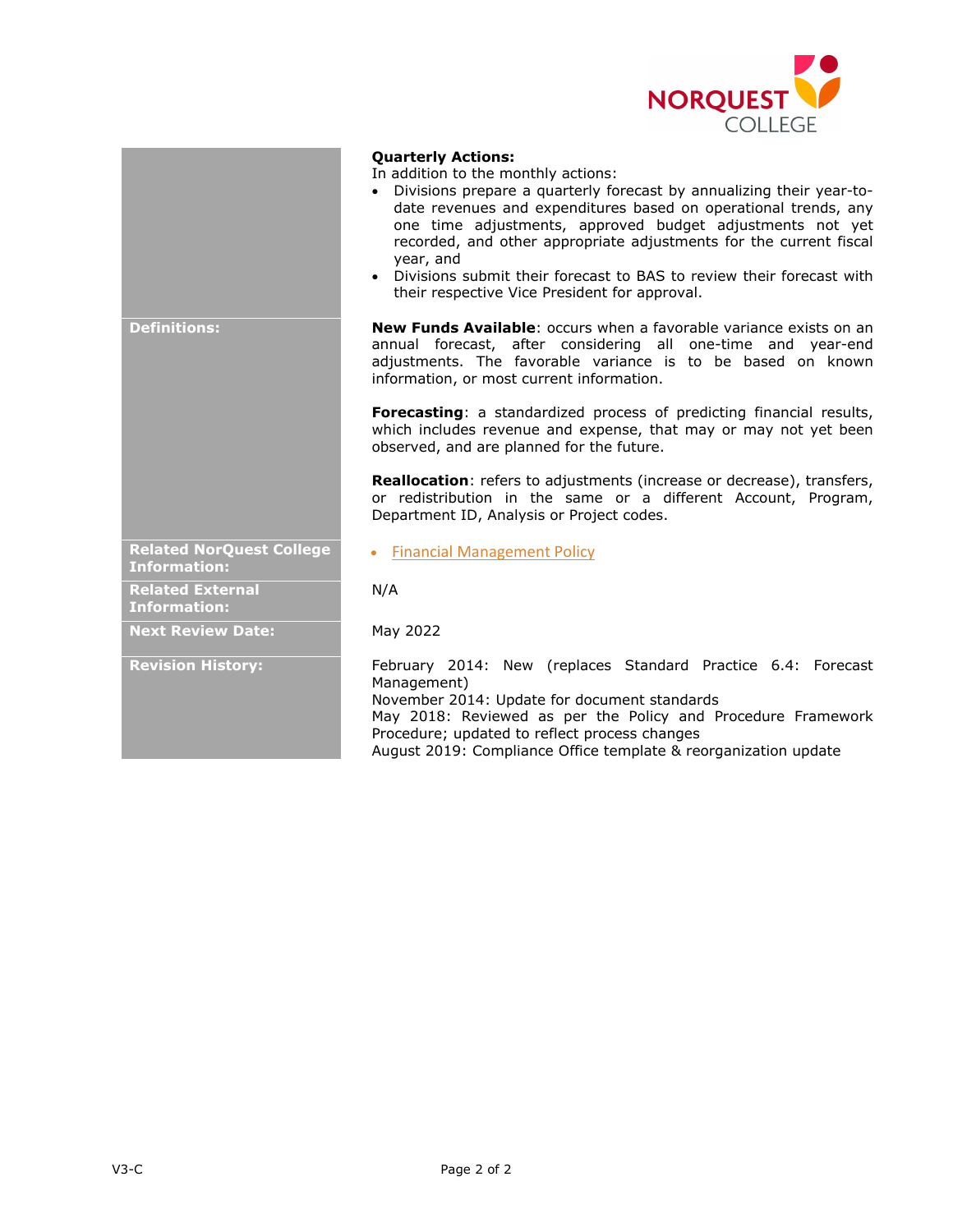| | |
|---|---|
| | **Quarterly Actions:**<br>In addition to the monthly actions:<br>• Divisions prepare a quarterly forecast by annualizing their year-to-date revenues and expenditures based on operational trends, any one time adjustments, approved budget adjustments not yet recorded, and other appropriate adjustments for the current fiscal year, and<br>• Divisions submit their forecast to BAS to review their forecast with their respective Vice President for approval. |
| **Definitions:** | **New Funds Available**: occurs when a favorable variance exists on an annual forecast, after considering all one-time and year-end adjustments. The favorable variance is to be based on known information, or most current information.<br><br>**Forecasting**: a standardized process of predicting financial results, which includes revenue and expense, that may or may not yet been observed, and are planned for the future.<br><br>**Reallocation**: refers to adjustments (increase or decrease), transfers, or redistribution in the same or a different Account, Program, Department ID, Analysis or Project codes. |
| **Related NorQuest College Information:** | • Financial Management Policy |
| **Related External Information:** | N/A |
| **Next Review Date:** | May 2022 |
| **Revision History:** | February 2014: New (replaces Standard Practice 6.4: Forecast Management)<br>November 2014: Update for document standards<br>May 2018: Reviewed as per the Policy and Procedure Framework Procedure; updated to reflect process changes<br>August 2019: Compliance Office template & reorganization update |

V3-C